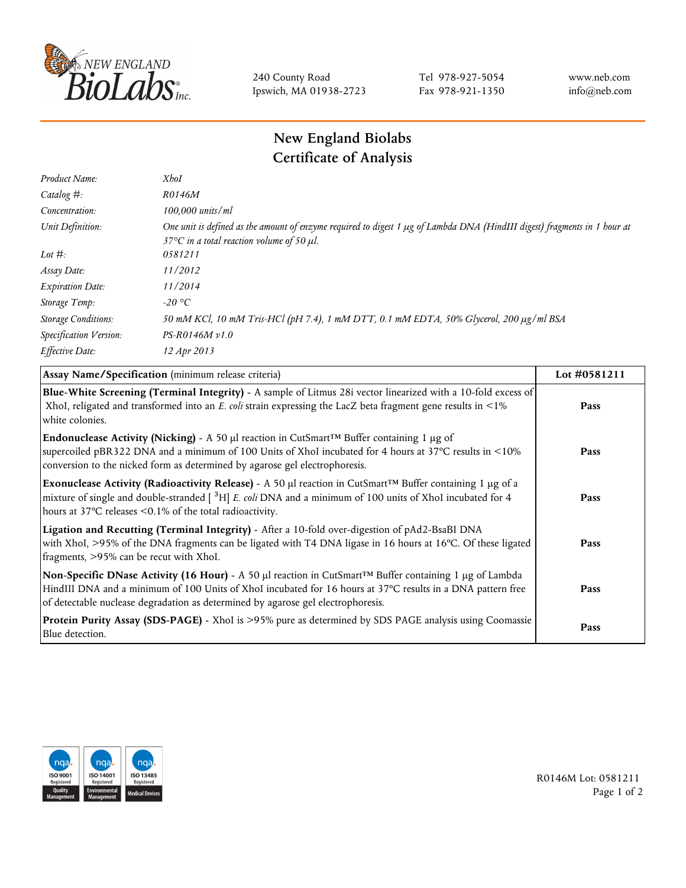NEW ENGLAND BioLabs Inc.

240 County Road
Ipswich, MA 01938-2723

Tel 978-927-5054
Fax 978-921-1350

www.neb.com
info@neb.com

# New England Biolabs
# Certificate of Analysis

| | |
|---|---|
| *Product Name:* | *XhoI* |
| *Catalog #:* | *R0146M* |
| *Concentration:* | *100,000 units/ml* |
| *Unit Definition:* | *One unit is defined as the amount of enzyme required to digest 1 µg of Lambda DNA (HindIII digest) fragments in 1 hour at 37°C in a total reaction volume of 50 µl.* |
| *Lot #:* | *0581211* |
| *Assay Date:* | *11/2012* |
| *Expiration Date:* | *11/2014* |
| *Storage Temp:* | *-20 °C* |
| *Storage Conditions:* | *50 mM KCl, 10 mM Tris-HCl (pH 7.4), 1 mM DTT, 0.1 mM EDTA, 50% Glycerol, 200 µg/ml BSA* |
| *Specification Version:* | *PS-R0146M v1.0* |
| *Effective Date:* | *12 Apr 2013* |

| **Assay Name/Specification** (minimum release criteria) | **Lot #0581211** |
|---|---|
| **Blue-White Screening (Terminal Integrity)** - A sample of Litmus 28i vector linearized with a 10-fold excess of XhoI, religated and transformed into an *E. coli* strain expressing the LacZ beta fragment gene results in <1% white colonies. | **Pass** |
| **Endonuclease Activity (Nicking)** - A 50 µl reaction in CutSmart™ Buffer containing 1 µg of supercoiled pBR322 DNA and a minimum of 100 Units of XhoI incubated for 4 hours at 37°C results in <10% conversion to the nicked form as determined by agarose gel electrophoresis. | **Pass** |
| **Exonuclease Activity (Radioactivity Release)** - A 50 µl reaction in CutSmart™ Buffer containing 1 µg of a mixture of single and double-stranded [ $^{3}$H] *E. coli* DNA and a minimum of 100 units of XhoI incubated for 4 hours at 37°C releases <0.1% of the total radioactivity. | **Pass** |
| **Ligation and Recutting (Terminal Integrity)** - After a 10-fold over-digestion of pAd2-BsaBI DNA with XhoI, >95% of the DNA fragments can be ligated with T4 DNA ligase in 16 hours at 16°C. Of these ligated fragments, >95% can be recut with XhoI. | **Pass** |
| **Non-Specific DNase Activity (16 Hour)** - A 50 µl reaction in CutSmart™ Buffer containing 1 µg of Lambda HindIII DNA and a minimum of 100 Units of XhoI incubated for 16 hours at 37°C results in a DNA pattern free of detectable nuclease degradation as determined by agarose gel electrophoresis. | **Pass** |
| **Protein Purity Assay (SDS-PAGE)** - XhoI is >95% pure as determined by SDS PAGE analysis using Coomassie Blue detection. | **Pass** |

nqa ISO 9001 Registered Quality Management | nqa ISO 14001 Registered Environmental Management | nqa ISO 13485 Registered Medical Devices

R0146M Lot: 0581211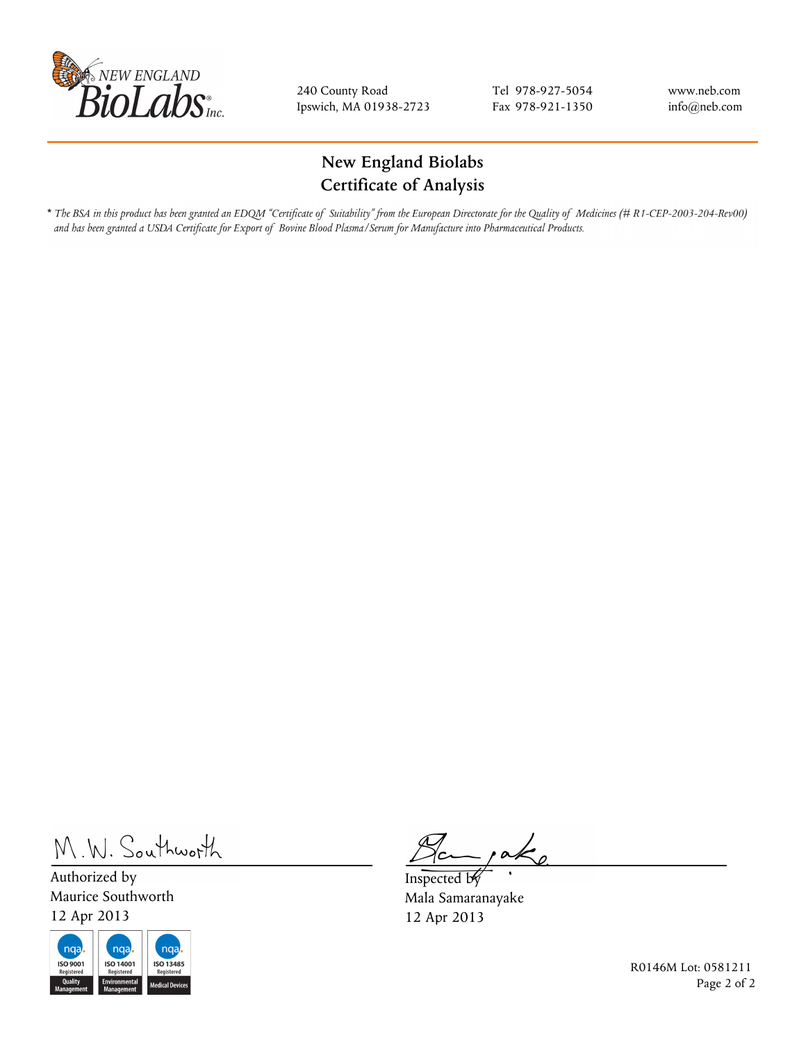NEW ENGLAND BioLabs® Inc.

240 County Road
Ipswich, MA 01938-2723

Tel 978-927-5054
Fax 978-921-1350

www.neb.com
info@neb.com

## New England Biolabs
## Certificate of Analysis

\* *The BSA in this product has been granted an EDQM "Certificate of Suitability" from the European Directorate for the Quality of Medicines (# R1-CEP-2003-204-Rev00) and has been granted a USDA Certificate for Export of Bovine Blood Plasma/Serum for Manufacture into Pharmaceutical Products.*

M.W. Southworth

Authorized by
Maurice Southworth
12 Apr 2013

Inspected by
Mala Samaranayake
12 Apr 2013

nqa ISO 9001 Registered Quality Management | nqa ISO 14001 Registered Environmental Management | nqa ISO 13485 Registered Medical Devices

R0146M Lot: 0581211